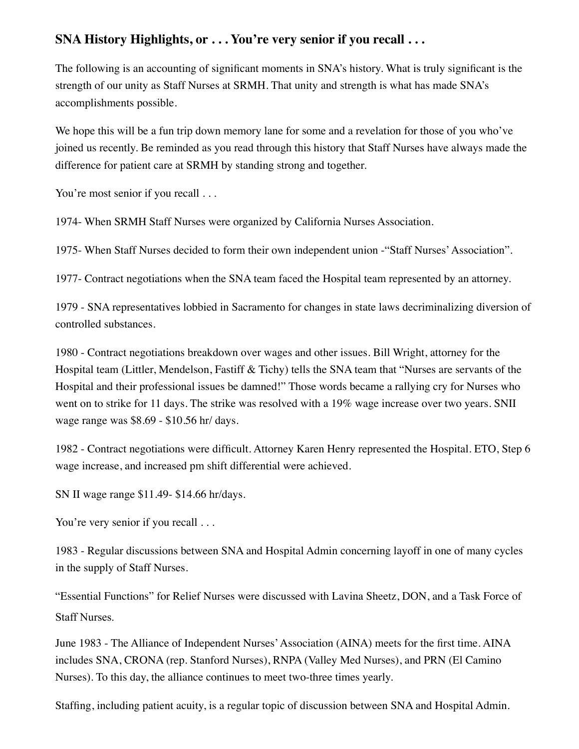## SNA History Highlights, or . . . You're very senior if you recall . . .

The following is an accounting of significant moments in SNA's history. What is truly significant is the strength of our unity as Staff Nurses at SRMH. That unity and strength is what has made SNA's accomplishments possible.

We hope this will be a fun trip down memory lane for some and a revelation for those of you who've joined us recently. Be reminded as you read through this history that Staff Nurses have always made the difference for patient care at SRMH by standing strong and together.

You're most senior if you recall . . .

1974- When SRMH Staff Nurses were organized by California Nurses Association.

1975- When Staff Nurses decided to form their own independent union -"Staff Nurses' Association".

1977- Contract negotiations when the SNA team faced the Hospital team represented by an attorney.

1979 - SNA representatives lobbied in Sacramento for changes in state laws decriminalizing diversion of controlled substances.

1980 - Contract negotiations breakdown over wages and other issues. Bill Wright, attorney for the Hospital team (Littler, Mendelson, Fastiff & Tichy) tells the SNA team that "Nurses are servants of the Hospital and their professional issues be damned!" Those words became a rallying cry for Nurses who went on to strike for 11 days. The strike was resolved with a 19% wage increase over two years. SNII wage range was $8.69 - $10.56 hr/ days.

1982 - Contract negotiations were difficult. Attorney Karen Henry represented the Hospital. ETO, Step 6 wage increase, and increased pm shift differential were achieved.

SN II wage range $11.49- $14.66 hr/days.

You're very senior if you recall . . .

1983 - Regular discussions between SNA and Hospital Admin concerning layoff in one of many cycles in the supply of Staff Nurses.

"Essential Functions" for Relief Nurses were discussed with Lavina Sheetz, DON, and a Task Force of Staff Nurses.

June 1983 - The Alliance of Independent Nurses' Association (AINA) meets for the first time. AINA includes SNA, CRONA (rep. Stanford Nurses), RNPA (Valley Med Nurses), and PRN (El Camino Nurses). To this day, the alliance continues to meet two-three times yearly.

Staffing, including patient acuity, is a regular topic of discussion between SNA and Hospital Admin.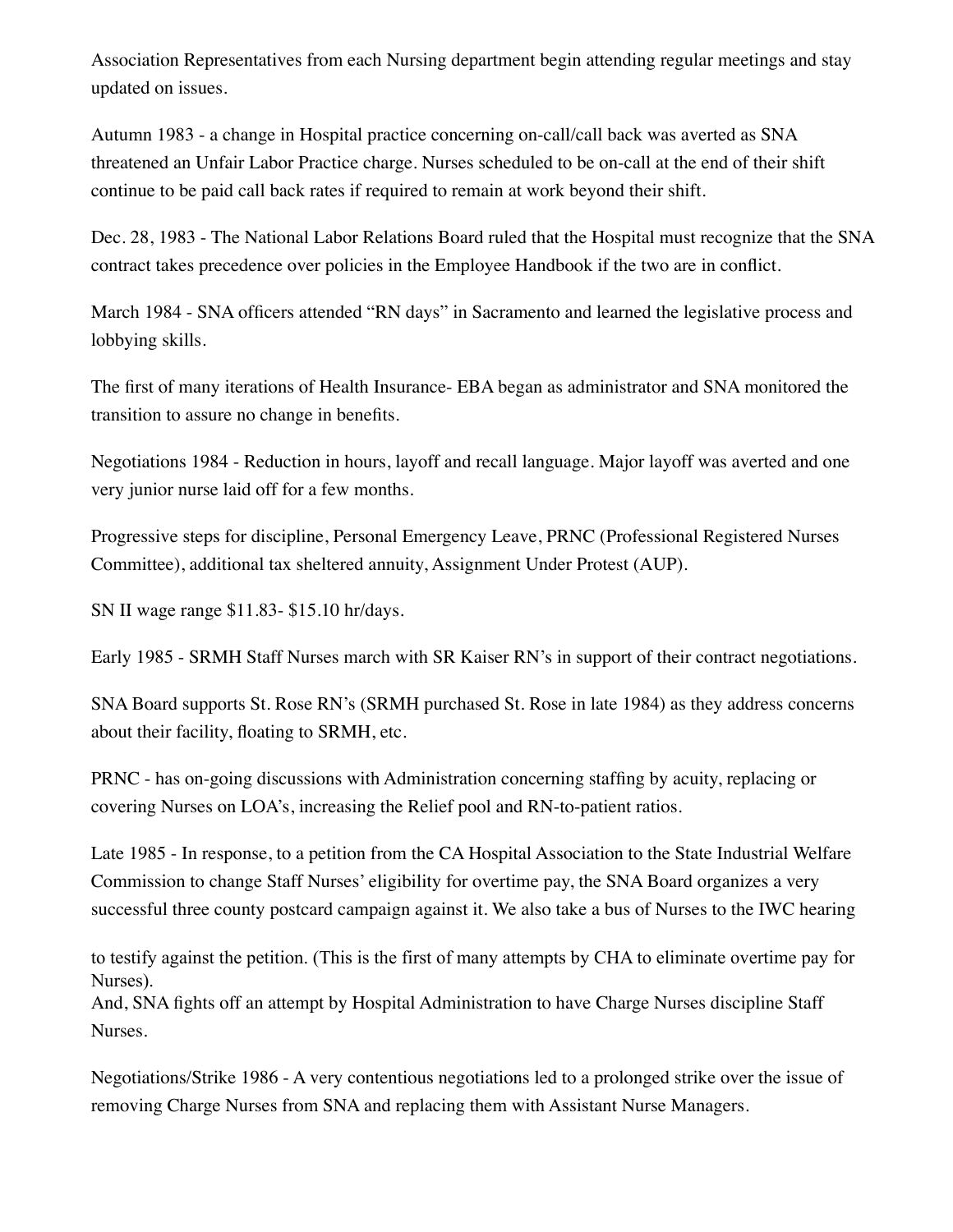Association Representatives from each Nursing department begin attending regular meetings and stay updated on issues.

Autumn 1983 - a change in Hospital practice concerning on-call/call back was averted as SNA threatened an Unfair Labor Practice charge. Nurses scheduled to be on-call at the end of their shift continue to be paid call back rates if required to remain at work beyond their shift.

Dec. 28, 1983 - The National Labor Relations Board ruled that the Hospital must recognize that the SNA contract takes precedence over policies in the Employee Handbook if the two are in conflict.

March 1984 - SNA officers attended "RN days" in Sacramento and learned the legislative process and lobbying skills.

The first of many iterations of Health Insurance- EBA began as administrator and SNA monitored the transition to assure no change in benefits.

Negotiations 1984 - Reduction in hours, layoff and recall language. Major layoff was averted and one very junior nurse laid off for a few months.

Progressive steps for discipline, Personal Emergency Leave, PRNC (Professional Registered Nurses Committee), additional tax sheltered annuity, Assignment Under Protest (AUP).

SN II wage range $11.83- $15.10 hr/days.

Early 1985 - SRMH Staff Nurses march with SR Kaiser RN's in support of their contract negotiations.

SNA Board supports St. Rose RN's (SRMH purchased St. Rose in late 1984) as they address concerns about their facility, floating to SRMH, etc.

PRNC - has on-going discussions with Administration concerning staffing by acuity, replacing or covering Nurses on LOA's, increasing the Relief pool and RN-to-patient ratios.

Late 1985 - In response, to a petition from the CA Hospital Association to the State Industrial Welfare Commission to change Staff Nurses' eligibility for overtime pay, the SNA Board organizes a very successful three county postcard campaign against it. We also take a bus of Nurses to the IWC hearing to testify against the petition. (This is the first of many attempts by CHA to eliminate overtime pay for Nurses).
And, SNA fights off an attempt by Hospital Administration to have Charge Nurses discipline Staff Nurses.

Negotiations/Strike 1986 - A very contentious negotiations led to a prolonged strike over the issue of removing Charge Nurses from SNA and replacing them with Assistant Nurse Managers.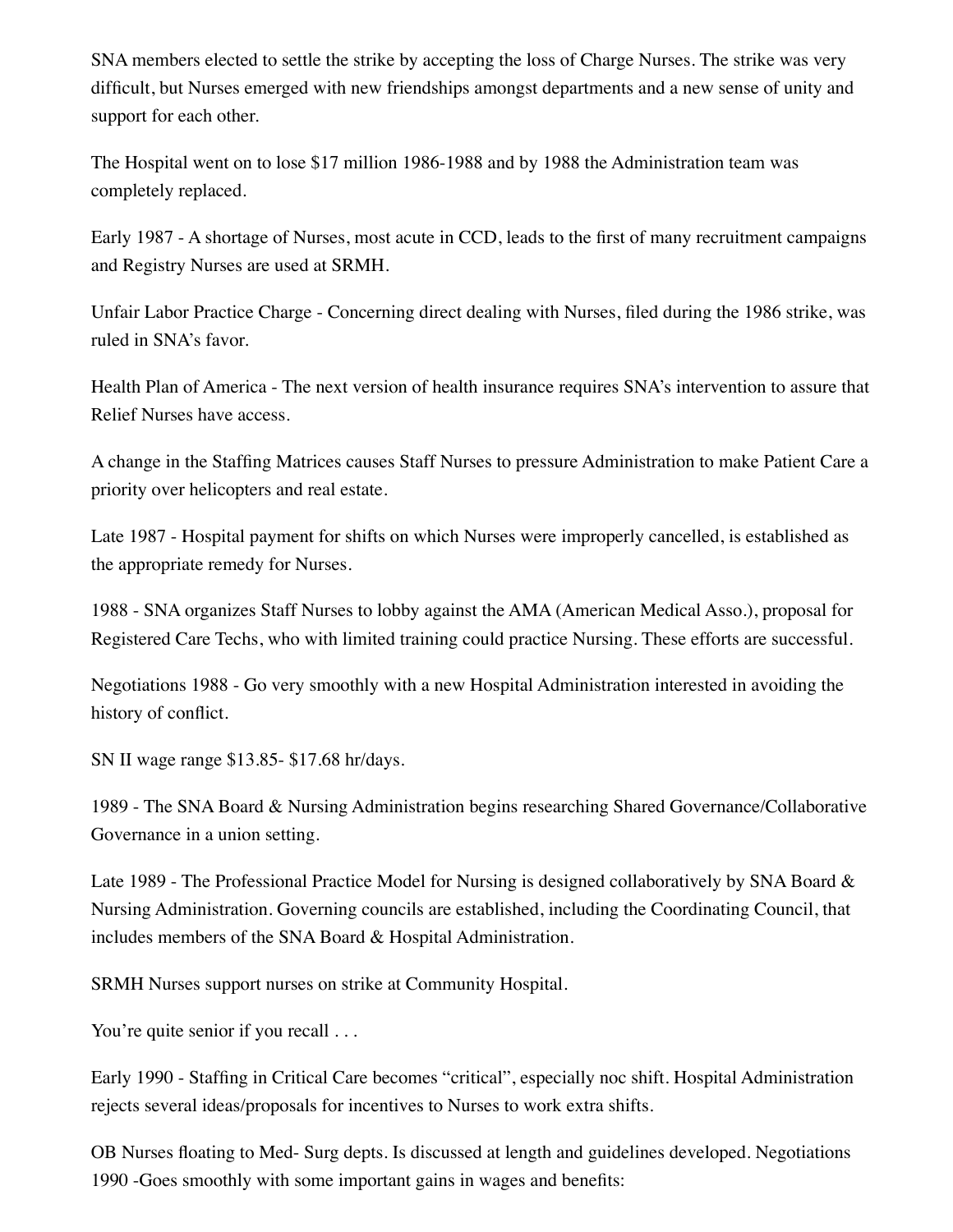SNA members elected to settle the strike by accepting the loss of Charge Nurses. The strike was very difficult, but Nurses emerged with new friendships amongst departments and a new sense of unity and support for each other.

The Hospital went on to lose $17 million 1986-1988 and by 1988 the Administration team was completely replaced.

Early 1987 - A shortage of Nurses, most acute in CCD, leads to the first of many recruitment campaigns and Registry Nurses are used at SRMH.

Unfair Labor Practice Charge - Concerning direct dealing with Nurses, filed during the 1986 strike, was ruled in SNA's favor.

Health Plan of America - The next version of health insurance requires SNA's intervention to assure that Relief Nurses have access.

A change in the Staffing Matrices causes Staff Nurses to pressure Administration to make Patient Care a priority over helicopters and real estate.

Late 1987 - Hospital payment for shifts on which Nurses were improperly cancelled, is established as the appropriate remedy for Nurses.

1988 - SNA organizes Staff Nurses to lobby against the AMA (American Medical Asso.), proposal for Registered Care Techs, who with limited training could practice Nursing. These efforts are successful.

Negotiations 1988 - Go very smoothly with a new Hospital Administration interested in avoiding the history of conflict.

SN II wage range $13.85- $17.68 hr/days.

1989 - The SNA Board & Nursing Administration begins researching Shared Governance/Collaborative Governance in a union setting.

Late 1989 - The Professional Practice Model for Nursing is designed collaboratively by SNA Board & Nursing Administration. Governing councils are established, including the Coordinating Council, that includes members of the SNA Board & Hospital Administration.

SRMH Nurses support nurses on strike at Community Hospital.

You're quite senior if you recall . . .

Early 1990 - Staffing in Critical Care becomes "critical", especially noc shift. Hospital Administration rejects several ideas/proposals for incentives to Nurses to work extra shifts.

OB Nurses floating to Med- Surg depts. Is discussed at length and guidelines developed. Negotiations 1990 -Goes smoothly with some important gains in wages and benefits: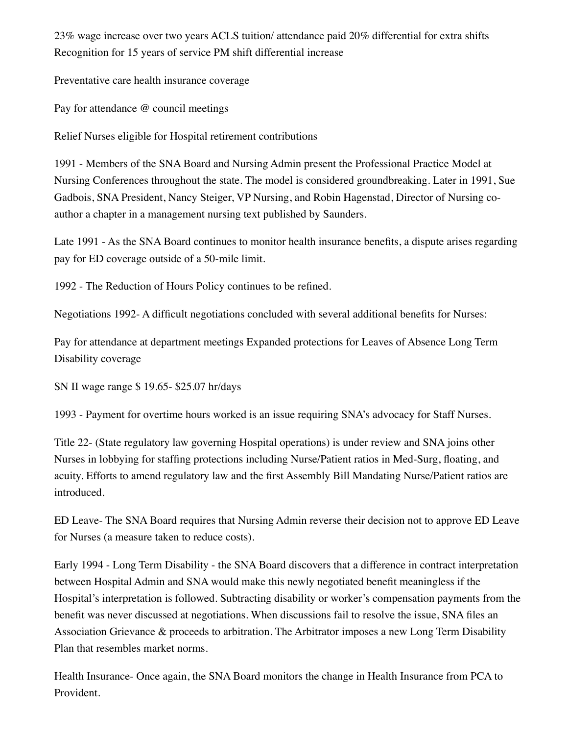23% wage increase over two years ACLS tuition/ attendance paid 20% differential for extra shifts Recognition for 15 years of service PM shift differential increase

Preventative care health insurance coverage

Pay for attendance @ council meetings

Relief Nurses eligible for Hospital retirement contributions

1991 - Members of the SNA Board and Nursing Admin present the Professional Practice Model at Nursing Conferences throughout the state. The model is considered groundbreaking. Later in 1991, Sue Gadbois, SNA President, Nancy Steiger, VP Nursing, and Robin Hagenstad, Director of Nursing co-author a chapter in a management nursing text published by Saunders.

Late 1991 - As the SNA Board continues to monitor health insurance benefits, a dispute arises regarding pay for ED coverage outside of a 50-mile limit.

1992 - The Reduction of Hours Policy continues to be refined.

Negotiations 1992- A difficult negotiations concluded with several additional benefits for Nurses:

Pay for attendance at department meetings Expanded protections for Leaves of Absence Long Term Disability coverage

SN II wage range $ 19.65- $25.07 hr/days

1993 - Payment for overtime hours worked is an issue requiring SNA's advocacy for Staff Nurses.

Title 22- (State regulatory law governing Hospital operations) is under review and SNA joins other Nurses in lobbying for staffing protections including Nurse/Patient ratios in Med-Surg, floating, and acuity. Efforts to amend regulatory law and the first Assembly Bill Mandating Nurse/Patient ratios are introduced.

ED Leave- The SNA Board requires that Nursing Admin reverse their decision not to approve ED Leave for Nurses (a measure taken to reduce costs).

Early 1994 - Long Term Disability - the SNA Board discovers that a difference in contract interpretation between Hospital Admin and SNA would make this newly negotiated benefit meaningless if the Hospital's interpretation is followed. Subtracting disability or worker's compensation payments from the benefit was never discussed at negotiations. When discussions fail to resolve the issue, SNA files an Association Grievance & proceeds to arbitration. The Arbitrator imposes a new Long Term Disability Plan that resembles market norms.

Health Insurance- Once again, the SNA Board monitors the change in Health Insurance from PCA to Provident.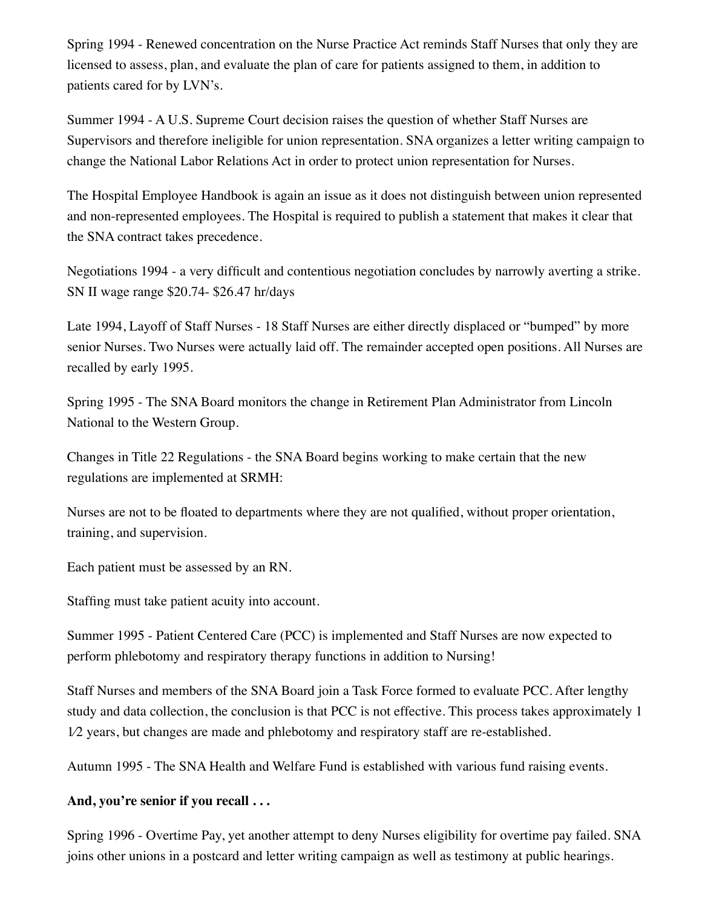Spring 1994 - Renewed concentration on the Nurse Practice Act reminds Staff Nurses that only they are licensed to assess, plan, and evaluate the plan of care for patients assigned to them, in addition to patients cared for by LVN's.

Summer 1994 - A U.S. Supreme Court decision raises the question of whether Staff Nurses are Supervisors and therefore ineligible for union representation. SNA organizes a letter writing campaign to change the National Labor Relations Act in order to protect union representation for Nurses.

The Hospital Employee Handbook is again an issue as it does not distinguish between union represented and non-represented employees. The Hospital is required to publish a statement that makes it clear that the SNA contract takes precedence.

Negotiations 1994 - a very difficult and contentious negotiation concludes by narrowly averting a strike. SN II wage range $20.74- $26.47 hr/days

Late 1994, Layoff of Staff Nurses - 18 Staff Nurses are either directly displaced or "bumped" by more senior Nurses. Two Nurses were actually laid off. The remainder accepted open positions. All Nurses are recalled by early 1995.

Spring 1995 - The SNA Board monitors the change in Retirement Plan Administrator from Lincoln National to the Western Group.

Changes in Title 22 Regulations - the SNA Board begins working to make certain that the new regulations are implemented at SRMH:

Nurses are not to be floated to departments where they are not qualified, without proper orientation, training, and supervision.

Each patient must be assessed by an RN.

Staffing must take patient acuity into account.

Summer 1995 - Patient Centered Care (PCC) is implemented and Staff Nurses are now expected to perform phlebotomy and respiratory therapy functions in addition to Nursing!

Staff Nurses and members of the SNA Board join a Task Force formed to evaluate PCC. After lengthy study and data collection, the conclusion is that PCC is not effective. This process takes approximately 1 1⁄2 years, but changes are made and phlebotomy and respiratory staff are re-established.

Autumn 1995 - The SNA Health and Welfare Fund is established with various fund raising events.

**And, you're senior if you recall . . .**

Spring 1996 - Overtime Pay, yet another attempt to deny Nurses eligibility for overtime pay failed. SNA joins other unions in a postcard and letter writing campaign as well as testimony at public hearings.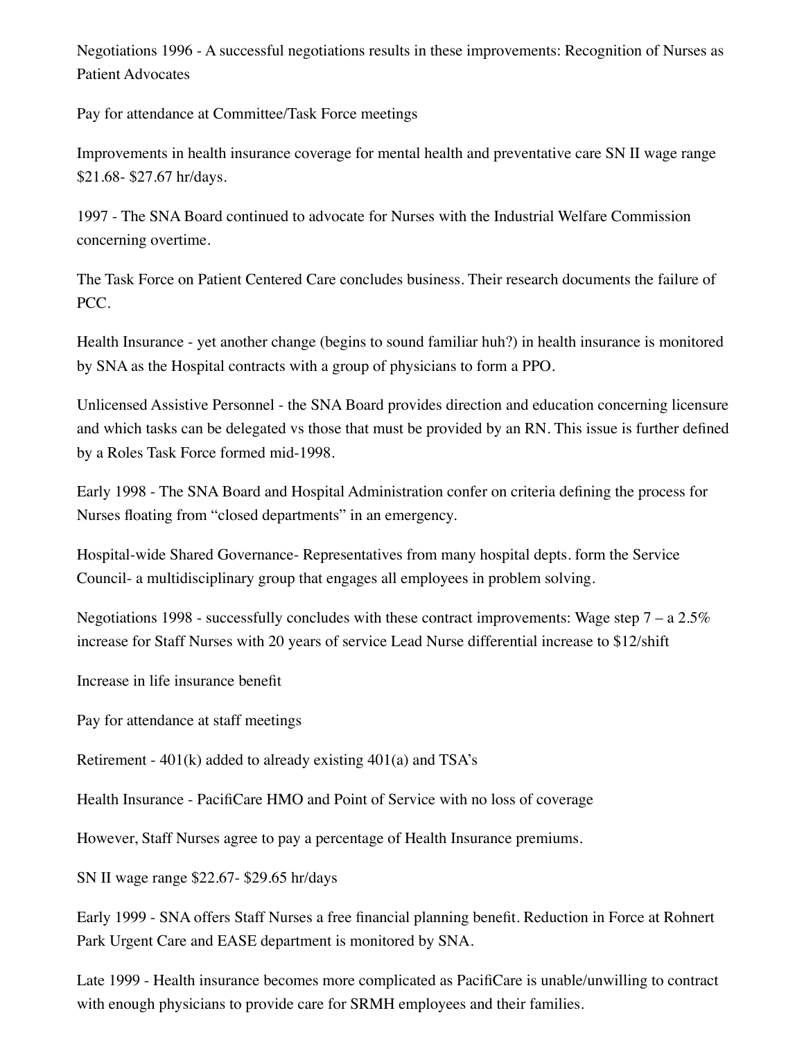Negotiations 1996 - A successful negotiations results in these improvements: Recognition of Nurses as Patient Advocates

Pay for attendance at Committee/Task Force meetings

Improvements in health insurance coverage for mental health and preventative care SN II wage range $21.68- $27.67 hr/days.

1997 - The SNA Board continued to advocate for Nurses with the Industrial Welfare Commission concerning overtime.

The Task Force on Patient Centered Care concludes business. Their research documents the failure of PCC.

Health Insurance - yet another change (begins to sound familiar huh?) in health insurance is monitored by SNA as the Hospital contracts with a group of physicians to form a PPO.

Unlicensed Assistive Personnel - the SNA Board provides direction and education concerning licensure and which tasks can be delegated vs those that must be provided by an RN. This issue is further defined by a Roles Task Force formed mid-1998.

Early 1998 - The SNA Board and Hospital Administration confer on criteria defining the process for Nurses floating from "closed departments" in an emergency.

Hospital-wide Shared Governance- Representatives from many hospital depts. form the Service Council- a multidisciplinary group that engages all employees in problem solving.

Negotiations 1998 - successfully concludes with these contract improvements: Wage step 7 – a 2.5% increase for Staff Nurses with 20 years of service Lead Nurse differential increase to $12/shift

Increase in life insurance benefit

Pay for attendance at staff meetings

Retirement - 401(k) added to already existing 401(a) and TSA's

Health Insurance - PacifiCare HMO and Point of Service with no loss of coverage

However, Staff Nurses agree to pay a percentage of Health Insurance premiums.

SN II wage range $22.67- $29.65 hr/days

Early 1999 - SNA offers Staff Nurses a free financial planning benefit. Reduction in Force at Rohnert Park Urgent Care and EASE department is monitored by SNA.

Late 1999 - Health insurance becomes more complicated as PacifiCare is unable/unwilling to contract with enough physicians to provide care for SRMH employees and their families.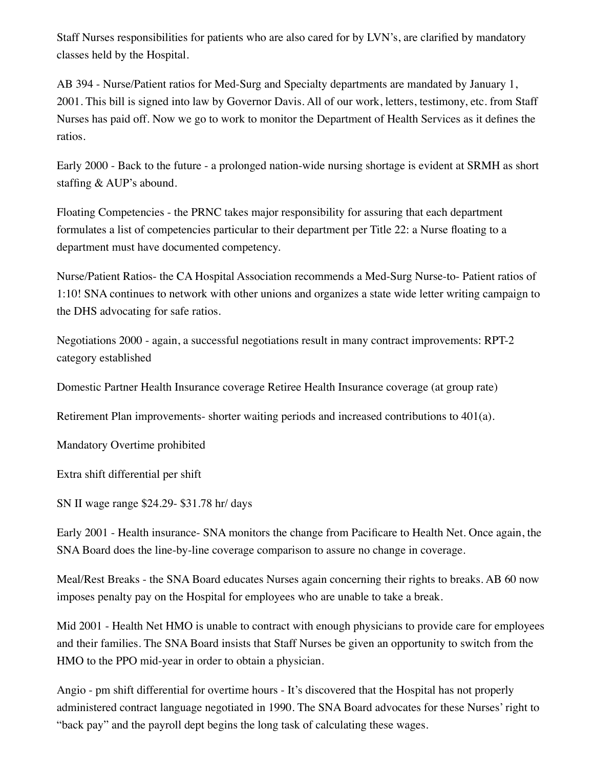Staff Nurses responsibilities for patients who are also cared for by LVN's, are clarified by mandatory classes held by the Hospital.

AB 394 - Nurse/Patient ratios for Med-Surg and Specialty departments are mandated by January 1, 2001. This bill is signed into law by Governor Davis. All of our work, letters, testimony, etc. from Staff Nurses has paid off. Now we go to work to monitor the Department of Health Services as it defines the ratios.

Early 2000 - Back to the future - a prolonged nation-wide nursing shortage is evident at SRMH as short staffing & AUP's abound.

Floating Competencies - the PRNC takes major responsibility for assuring that each department formulates a list of competencies particular to their department per Title 22: a Nurse floating to a department must have documented competency.

Nurse/Patient Ratios- the CA Hospital Association recommends a Med-Surg Nurse-to- Patient ratios of 1:10! SNA continues to network with other unions and organizes a state wide letter writing campaign to the DHS advocating for safe ratios.

Negotiations 2000 - again, a successful negotiations result in many contract improvements: RPT-2 category established

Domestic Partner Health Insurance coverage Retiree Health Insurance coverage (at group rate)

Retirement Plan improvements- shorter waiting periods and increased contributions to 401(a).

Mandatory Overtime prohibited

Extra shift differential per shift

SN II wage range $24.29- $31.78 hr/ days

Early 2001 - Health insurance- SNA monitors the change from Pacificare to Health Net. Once again, the SNA Board does the line-by-line coverage comparison to assure no change in coverage.

Meal/Rest Breaks - the SNA Board educates Nurses again concerning their rights to breaks. AB 60 now imposes penalty pay on the Hospital for employees who are unable to take a break.

Mid 2001 - Health Net HMO is unable to contract with enough physicians to provide care for employees and their families. The SNA Board insists that Staff Nurses be given an opportunity to switch from the HMO to the PPO mid-year in order to obtain a physician.

Angio - pm shift differential for overtime hours - It's discovered that the Hospital has not properly administered contract language negotiated in 1990. The SNA Board advocates for these Nurses' right to "back pay" and the payroll dept begins the long task of calculating these wages.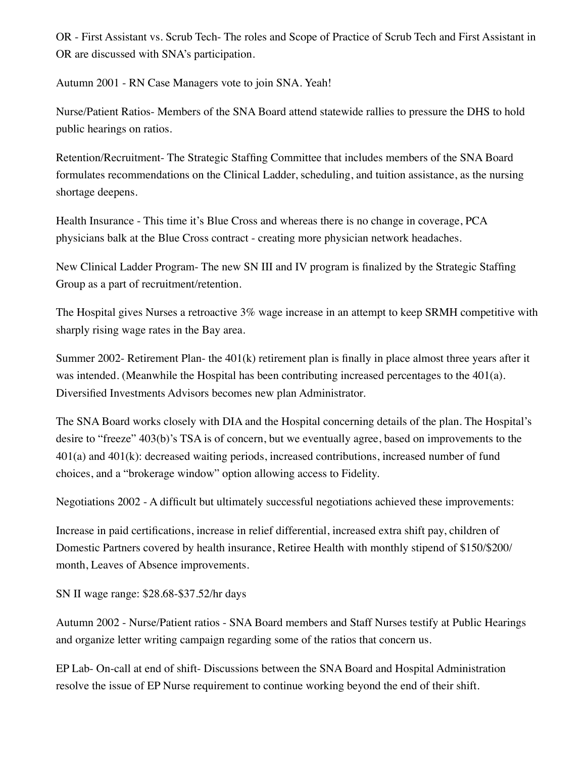OR - First Assistant vs. Scrub Tech- The roles and Scope of Practice of Scrub Tech and First Assistant in OR are discussed with SNA's participation.

Autumn 2001 - RN Case Managers vote to join SNA. Yeah!

Nurse/Patient Ratios- Members of the SNA Board attend statewide rallies to pressure the DHS to hold public hearings on ratios.

Retention/Recruitment- The Strategic Staffing Committee that includes members of the SNA Board formulates recommendations on the Clinical Ladder, scheduling, and tuition assistance, as the nursing shortage deepens.

Health Insurance - This time it's Blue Cross and whereas there is no change in coverage, PCA physicians balk at the Blue Cross contract - creating more physician network headaches.

New Clinical Ladder Program- The new SN III and IV program is finalized by the Strategic Staffing Group as a part of recruitment/retention.

The Hospital gives Nurses a retroactive 3% wage increase in an attempt to keep SRMH competitive with sharply rising wage rates in the Bay area.

Summer 2002- Retirement Plan- the 401(k) retirement plan is finally in place almost three years after it was intended. (Meanwhile the Hospital has been contributing increased percentages to the 401(a). Diversified Investments Advisors becomes new plan Administrator.

The SNA Board works closely with DIA and the Hospital concerning details of the plan. The Hospital's desire to "freeze" 403(b)'s TSA is of concern, but we eventually agree, based on improvements to the 401(a) and 401(k): decreased waiting periods, increased contributions, increased number of fund choices, and a "brokerage window" option allowing access to Fidelity.

Negotiations 2002 - A difficult but ultimately successful negotiations achieved these improvements:

Increase in paid certifications, increase in relief differential, increased extra shift pay, children of Domestic Partners covered by health insurance, Retiree Health with monthly stipend of $150/$200/month, Leaves of Absence improvements.

SN II wage range: $28.68-$37.52/hr days

Autumn 2002 - Nurse/Patient ratios - SNA Board members and Staff Nurses testify at Public Hearings and organize letter writing campaign regarding some of the ratios that concern us.

EP Lab- On-call at end of shift- Discussions between the SNA Board and Hospital Administration resolve the issue of EP Nurse requirement to continue working beyond the end of their shift.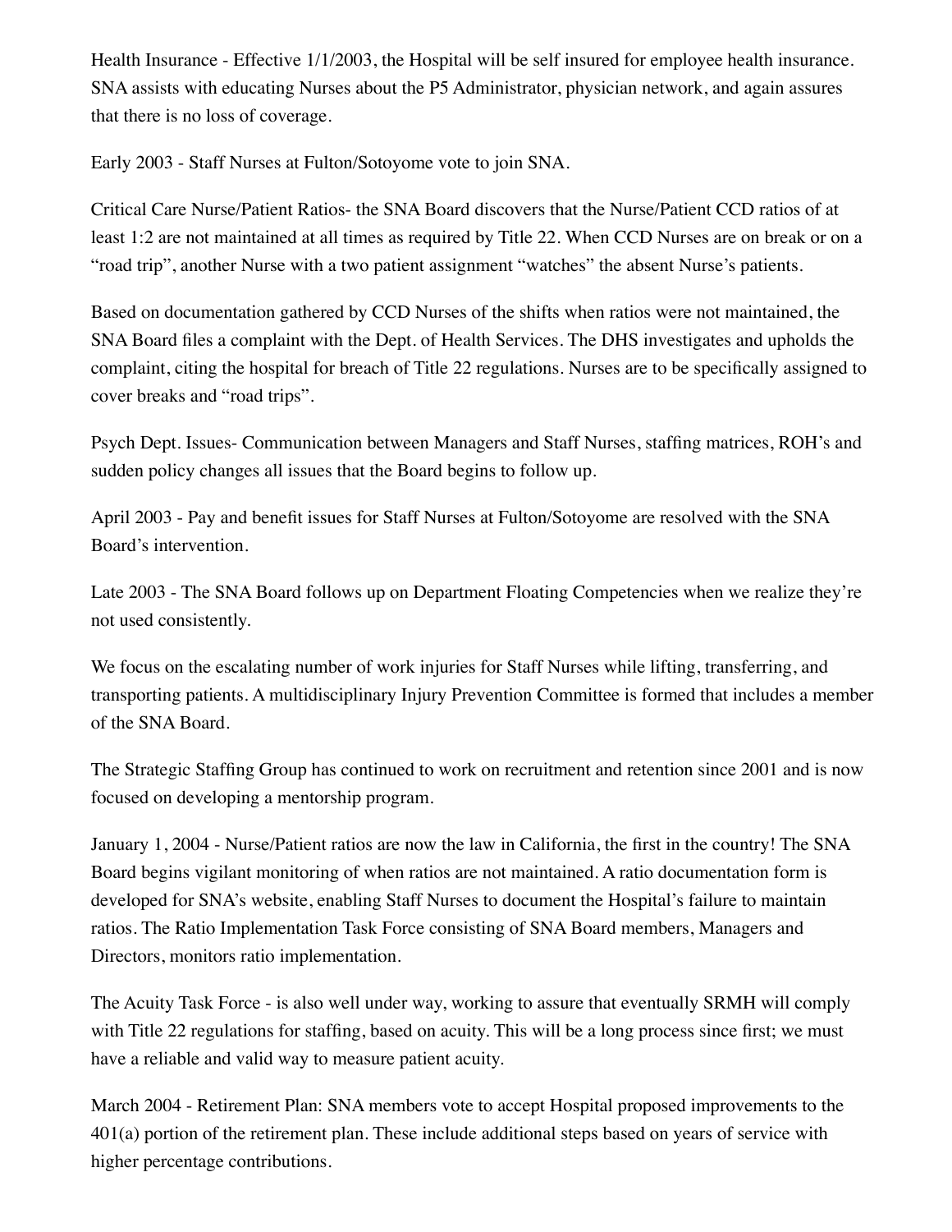Health Insurance - Effective 1/1/2003, the Hospital will be self insured for employee health insurance. SNA assists with educating Nurses about the P5 Administrator, physician network, and again assures that there is no loss of coverage.

Early 2003 - Staff Nurses at Fulton/Sotoyome vote to join SNA.

Critical Care Nurse/Patient Ratios- the SNA Board discovers that the Nurse/Patient CCD ratios of at least 1:2 are not maintained at all times as required by Title 22. When CCD Nurses are on break or on a "road trip", another Nurse with a two patient assignment "watches" the absent Nurse's patients.

Based on documentation gathered by CCD Nurses of the shifts when ratios were not maintained, the SNA Board files a complaint with the Dept. of Health Services. The DHS investigates and upholds the complaint, citing the hospital for breach of Title 22 regulations. Nurses are to be specifically assigned to cover breaks and "road trips".

Psych Dept. Issues- Communication between Managers and Staff Nurses, staffing matrices, ROH's and sudden policy changes all issues that the Board begins to follow up.

April 2003 - Pay and benefit issues for Staff Nurses at Fulton/Sotoyome are resolved with the SNA Board's intervention.

Late 2003 - The SNA Board follows up on Department Floating Competencies when we realize they're not used consistently.

We focus on the escalating number of work injuries for Staff Nurses while lifting, transferring, and transporting patients. A multidisciplinary Injury Prevention Committee is formed that includes a member of the SNA Board.

The Strategic Staffing Group has continued to work on recruitment and retention since 2001 and is now focused on developing a mentorship program.

January 1, 2004 - Nurse/Patient ratios are now the law in California, the first in the country! The SNA Board begins vigilant monitoring of when ratios are not maintained. A ratio documentation form is developed for SNA's website, enabling Staff Nurses to document the Hospital's failure to maintain ratios. The Ratio Implementation Task Force consisting of SNA Board members, Managers and Directors, monitors ratio implementation.

The Acuity Task Force - is also well under way, working to assure that eventually SRMH will comply with Title 22 regulations for staffing, based on acuity. This will be a long process since first; we must have a reliable and valid way to measure patient acuity.

March 2004 - Retirement Plan: SNA members vote to accept Hospital proposed improvements to the 401(a) portion of the retirement plan. These include additional steps based on years of service with higher percentage contributions.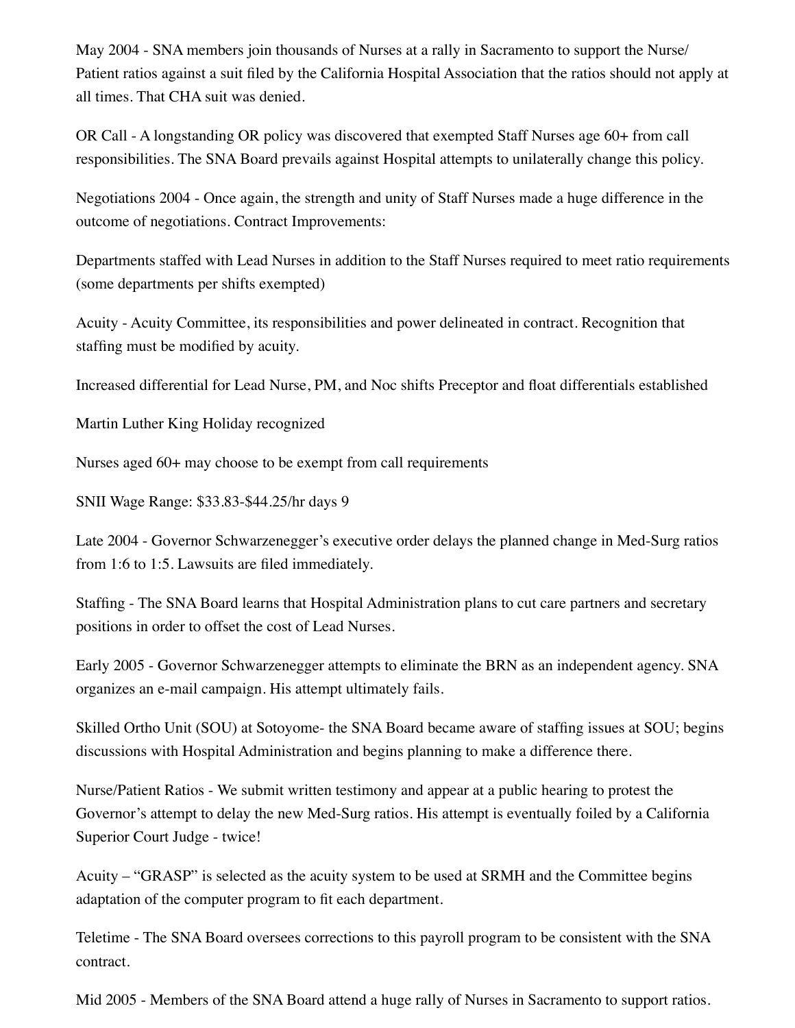May 2004 - SNA members join thousands of Nurses at a rally in Sacramento to support the Nurse/ Patient ratios against a suit filed by the California Hospital Association that the ratios should not apply at all times. That CHA suit was denied.

OR Call - A longstanding OR policy was discovered that exempted Staff Nurses age 60+ from call responsibilities. The SNA Board prevails against Hospital attempts to unilaterally change this policy.

Negotiations 2004 - Once again, the strength and unity of Staff Nurses made a huge difference in the outcome of negotiations. Contract Improvements:

Departments staffed with Lead Nurses in addition to the Staff Nurses required to meet ratio requirements (some departments per shifts exempted)

Acuity - Acuity Committee, its responsibilities and power delineated in contract. Recognition that staffing must be modified by acuity.

Increased differential for Lead Nurse, PM, and Noc shifts Preceptor and float differentials established

Martin Luther King Holiday recognized

Nurses aged 60+ may choose to be exempt from call requirements

SNII Wage Range: $33.83-$44.25/hr days 9

Late 2004 - Governor Schwarzenegger's executive order delays the planned change in Med-Surg ratios from 1:6 to 1:5. Lawsuits are filed immediately.

Staffing - The SNA Board learns that Hospital Administration plans to cut care partners and secretary positions in order to offset the cost of Lead Nurses.

Early 2005 - Governor Schwarzenegger attempts to eliminate the BRN as an independent agency. SNA organizes an e-mail campaign. His attempt ultimately fails.

Skilled Ortho Unit (SOU) at Sotoyome- the SNA Board became aware of staffing issues at SOU; begins discussions with Hospital Administration and begins planning to make a difference there.

Nurse/Patient Ratios - We submit written testimony and appear at a public hearing to protest the Governor's attempt to delay the new Med-Surg ratios. His attempt is eventually foiled by a California Superior Court Judge - twice!

Acuity – "GRASP" is selected as the acuity system to be used at SRMH and the Committee begins adaptation of the computer program to fit each department.

Teletime - The SNA Board oversees corrections to this payroll program to be consistent with the SNA contract.

Mid 2005 - Members of the SNA Board attend a huge rally of Nurses in Sacramento to support ratios.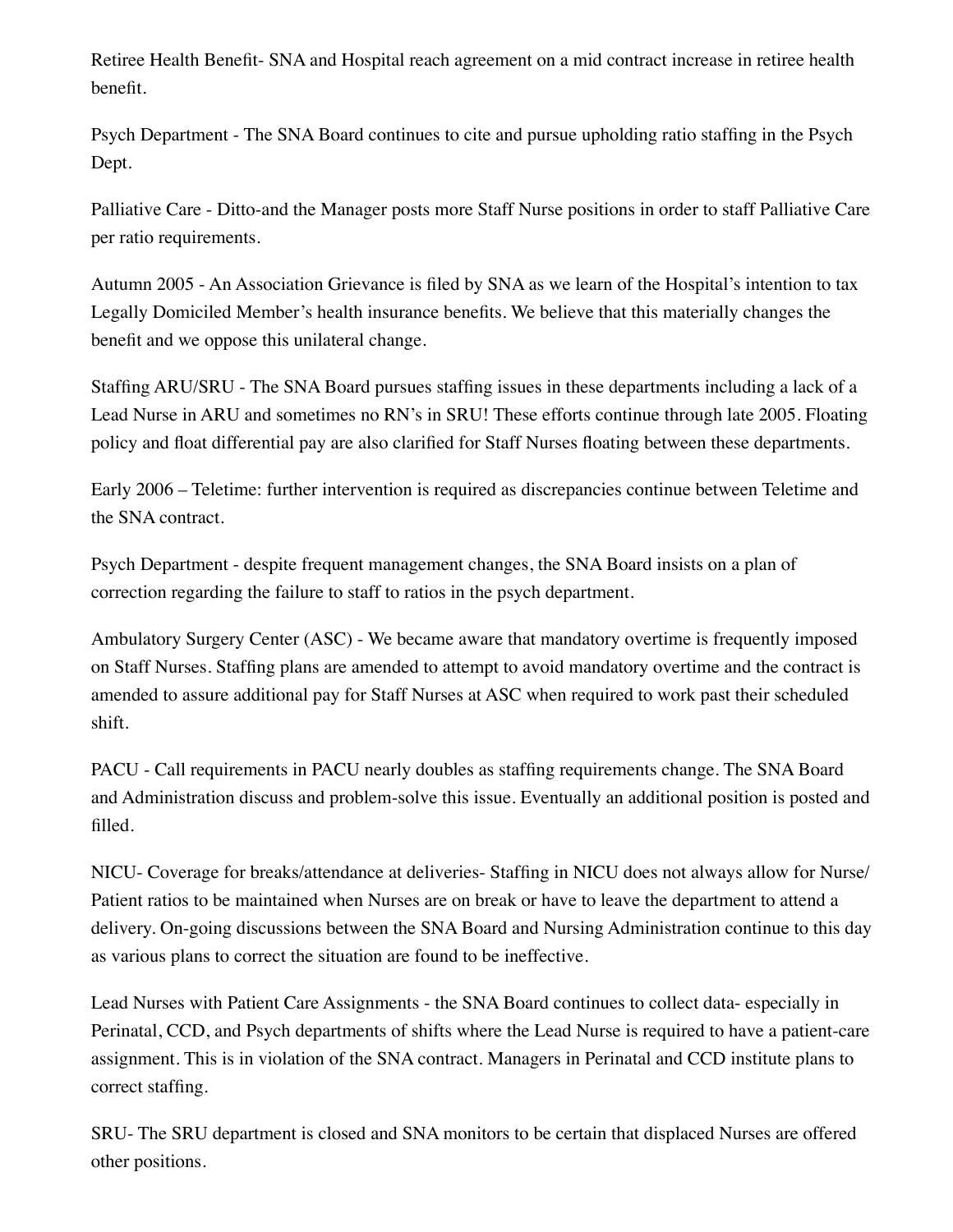Retiree Health Benefit- SNA and Hospital reach agreement on a mid contract increase in retiree health benefit.

Psych Department - The SNA Board continues to cite and pursue upholding ratio staffing in the Psych Dept.

Palliative Care - Ditto-and the Manager posts more Staff Nurse positions in order to staff Palliative Care per ratio requirements.

Autumn 2005 - An Association Grievance is filed by SNA as we learn of the Hospital's intention to tax Legally Domiciled Member's health insurance benefits. We believe that this materially changes the benefit and we oppose this unilateral change.

Staffing ARU/SRU - The SNA Board pursues staffing issues in these departments including a lack of a Lead Nurse in ARU and sometimes no RN's in SRU! These efforts continue through late 2005. Floating policy and float differential pay are also clarified for Staff Nurses floating between these departments.

Early 2006 – Teletime: further intervention is required as discrepancies continue between Teletime and the SNA contract.

Psych Department - despite frequent management changes, the SNA Board insists on a plan of correction regarding the failure to staff to ratios in the psych department.

Ambulatory Surgery Center (ASC) - We became aware that mandatory overtime is frequently imposed on Staff Nurses. Staffing plans are amended to attempt to avoid mandatory overtime and the contract is amended to assure additional pay for Staff Nurses at ASC when required to work past their scheduled shift.

PACU - Call requirements in PACU nearly doubles as staffing requirements change. The SNA Board and Administration discuss and problem-solve this issue. Eventually an additional position is posted and filled.

NICU- Coverage for breaks/attendance at deliveries- Staffing in NICU does not always allow for Nurse/Patient ratios to be maintained when Nurses are on break or have to leave the department to attend a delivery. On-going discussions between the SNA Board and Nursing Administration continue to this day as various plans to correct the situation are found to be ineffective.

Lead Nurses with Patient Care Assignments - the SNA Board continues to collect data- especially in Perinatal, CCD, and Psych departments of shifts where the Lead Nurse is required to have a patient-care assignment. This is in violation of the SNA contract. Managers in Perinatal and CCD institute plans to correct staffing.

SRU- The SRU department is closed and SNA monitors to be certain that displaced Nurses are offered other positions.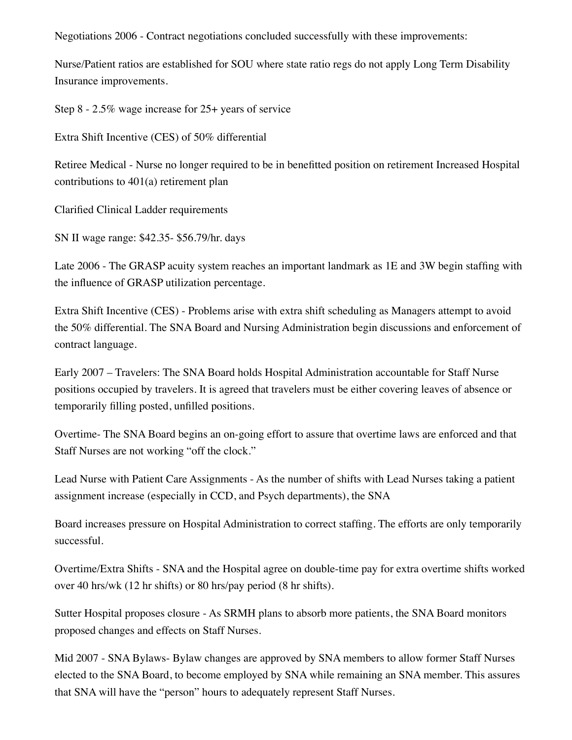Negotiations 2006 - Contract negotiations concluded successfully with these improvements:

Nurse/Patient ratios are established for SOU where state ratio regs do not apply Long Term Disability Insurance improvements.

Step 8 - 2.5% wage increase for 25+ years of service

Extra Shift Incentive (CES) of 50% differential

Retiree Medical - Nurse no longer required to be in benefitted position on retirement Increased Hospital contributions to 401(a) retirement plan

Clarified Clinical Ladder requirements

SN II wage range: $42.35- $56.79/hr. days

Late 2006 - The GRASP acuity system reaches an important landmark as 1E and 3W begin staffing with the influence of GRASP utilization percentage.

Extra Shift Incentive (CES) - Problems arise with extra shift scheduling as Managers attempt to avoid the 50% differential. The SNA Board and Nursing Administration begin discussions and enforcement of contract language.

Early 2007 – Travelers: The SNA Board holds Hospital Administration accountable for Staff Nurse positions occupied by travelers. It is agreed that travelers must be either covering leaves of absence or temporarily filling posted, unfilled positions.

Overtime- The SNA Board begins an on-going effort to assure that overtime laws are enforced and that Staff Nurses are not working "off the clock."

Lead Nurse with Patient Care Assignments - As the number of shifts with Lead Nurses taking a patient assignment increase (especially in CCD, and Psych departments), the SNA

Board increases pressure on Hospital Administration to correct staffing. The efforts are only temporarily successful.

Overtime/Extra Shifts - SNA and the Hospital agree on double-time pay for extra overtime shifts worked over 40 hrs/wk (12 hr shifts) or 80 hrs/pay period (8 hr shifts).

Sutter Hospital proposes closure - As SRMH plans to absorb more patients, the SNA Board monitors proposed changes and effects on Staff Nurses.

Mid 2007 - SNA Bylaws- Bylaw changes are approved by SNA members to allow former Staff Nurses elected to the SNA Board, to become employed by SNA while remaining an SNA member. This assures that SNA will have the "person" hours to adequately represent Staff Nurses.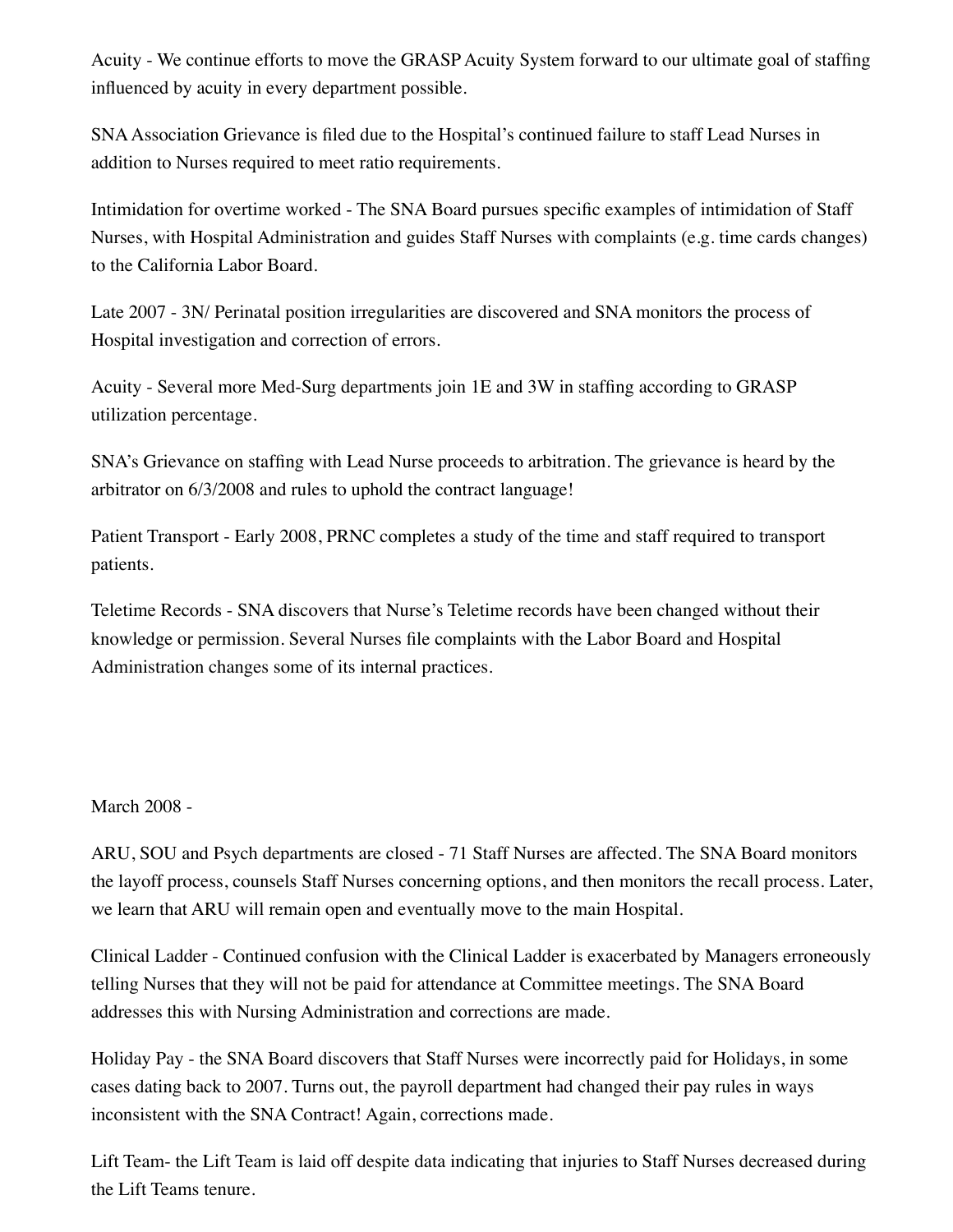Acuity - We continue efforts to move the GRASP Acuity System forward to our ultimate goal of staffing influenced by acuity in every department possible.

SNA Association Grievance is filed due to the Hospital's continued failure to staff Lead Nurses in addition to Nurses required to meet ratio requirements.

Intimidation for overtime worked - The SNA Board pursues specific examples of intimidation of Staff Nurses, with Hospital Administration and guides Staff Nurses with complaints (e.g. time cards changes) to the California Labor Board.

Late 2007 - 3N/ Perinatal position irregularities are discovered and SNA monitors the process of Hospital investigation and correction of errors.

Acuity - Several more Med-Surg departments join 1E and 3W in staffing according to GRASP utilization percentage.

SNA's Grievance on staffing with Lead Nurse proceeds to arbitration. The grievance is heard by the arbitrator on 6/3/2008 and rules to uphold the contract language!

Patient Transport - Early 2008, PRNC completes a study of the time and staff required to transport patients.

Teletime Records - SNA discovers that Nurse's Teletime records have been changed without their knowledge or permission. Several Nurses file complaints with the Labor Board and Hospital Administration changes some of its internal practices.

March 2008 -

ARU, SOU and Psych departments are closed - 71 Staff Nurses are affected. The SNA Board monitors the layoff process, counsels Staff Nurses concerning options, and then monitors the recall process. Later, we learn that ARU will remain open and eventually move to the main Hospital.

Clinical Ladder - Continued confusion with the Clinical Ladder is exacerbated by Managers erroneously telling Nurses that they will not be paid for attendance at Committee meetings. The SNA Board addresses this with Nursing Administration and corrections are made.

Holiday Pay - the SNA Board discovers that Staff Nurses were incorrectly paid for Holidays, in some cases dating back to 2007. Turns out, the payroll department had changed their pay rules in ways inconsistent with the SNA Contract! Again, corrections made.

Lift Team- the Lift Team is laid off despite data indicating that injuries to Staff Nurses decreased during the Lift Teams tenure.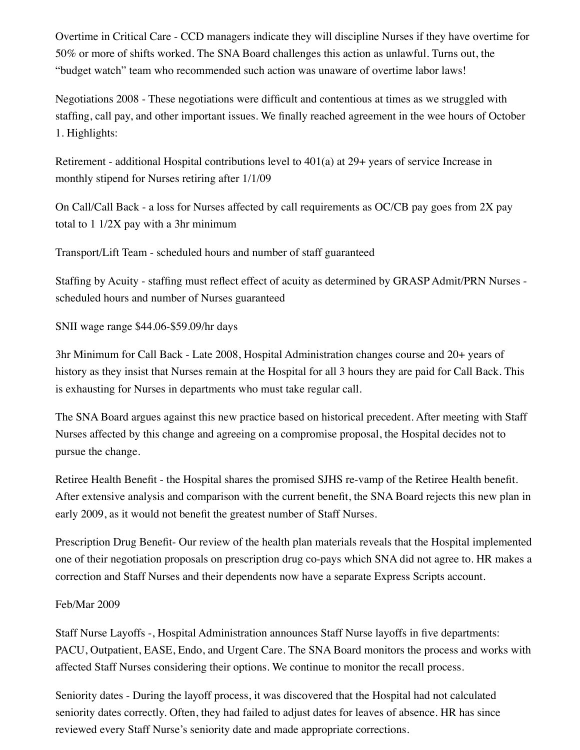Overtime in Critical Care - CCD managers indicate they will discipline Nurses if they have overtime for 50% or more of shifts worked. The SNA Board challenges this action as unlawful. Turns out, the "budget watch" team who recommended such action was unaware of overtime labor laws!

Negotiations 2008 - These negotiations were difficult and contentious at times as we struggled with staffing, call pay, and other important issues. We finally reached agreement in the wee hours of October 1. Highlights:

Retirement - additional Hospital contributions level to 401(a) at 29+ years of service Increase in monthly stipend for Nurses retiring after 1/1/09

On Call/Call Back - a loss for Nurses affected by call requirements as OC/CB pay goes from 2X pay total to 1 1/2X pay with a 3hr minimum

Transport/Lift Team - scheduled hours and number of staff guaranteed

Staffing by Acuity - staffing must reflect effect of acuity as determined by GRASP Admit/PRN Nurses - scheduled hours and number of Nurses guaranteed

SNII wage range $44.06-$59.09/hr days

3hr Minimum for Call Back - Late 2008, Hospital Administration changes course and 20+ years of history as they insist that Nurses remain at the Hospital for all 3 hours they are paid for Call Back. This is exhausting for Nurses in departments who must take regular call.

The SNA Board argues against this new practice based on historical precedent. After meeting with Staff Nurses affected by this change and agreeing on a compromise proposal, the Hospital decides not to pursue the change.

Retiree Health Benefit - the Hospital shares the promised SJHS re-vamp of the Retiree Health benefit. After extensive analysis and comparison with the current benefit, the SNA Board rejects this new plan in early 2009, as it would not benefit the greatest number of Staff Nurses.

Prescription Drug Benefit- Our review of the health plan materials reveals that the Hospital implemented one of their negotiation proposals on prescription drug co-pays which SNA did not agree to. HR makes a correction and Staff Nurses and their dependents now have a separate Express Scripts account.

Feb/Mar 2009

Staff Nurse Layoffs -, Hospital Administration announces Staff Nurse layoffs in five departments: PACU, Outpatient, EASE, Endo, and Urgent Care. The SNA Board monitors the process and works with affected Staff Nurses considering their options. We continue to monitor the recall process.

Seniority dates - During the layoff process, it was discovered that the Hospital had not calculated seniority dates correctly. Often, they had failed to adjust dates for leaves of absence. HR has since reviewed every Staff Nurse's seniority date and made appropriate corrections.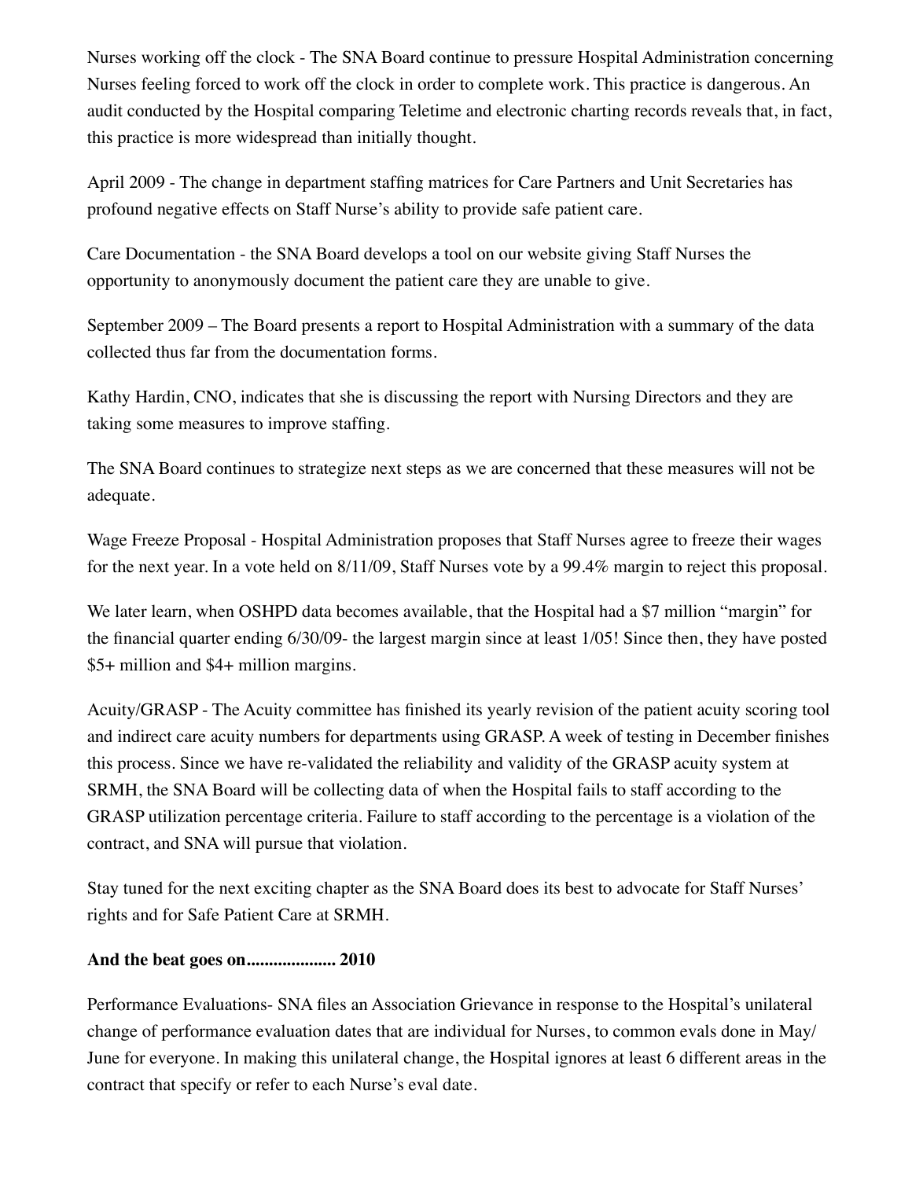Nurses working off the clock - The SNA Board continue to pressure Hospital Administration concerning Nurses feeling forced to work off the clock in order to complete work. This practice is dangerous. An audit conducted by the Hospital comparing Teletime and electronic charting records reveals that, in fact, this practice is more widespread than initially thought.

April 2009 - The change in department staffing matrices for Care Partners and Unit Secretaries has profound negative effects on Staff Nurse's ability to provide safe patient care.

Care Documentation - the SNA Board develops a tool on our website giving Staff Nurses the opportunity to anonymously document the patient care they are unable to give.

September 2009 – The Board presents a report to Hospital Administration with a summary of the data collected thus far from the documentation forms.

Kathy Hardin, CNO, indicates that she is discussing the report with Nursing Directors and they are taking some measures to improve staffing.

The SNA Board continues to strategize next steps as we are concerned that these measures will not be adequate.

Wage Freeze Proposal - Hospital Administration proposes that Staff Nurses agree to freeze their wages for the next year. In a vote held on 8/11/09, Staff Nurses vote by a 99.4% margin to reject this proposal.

We later learn, when OSHPD data becomes available, that the Hospital had a $7 million "margin" for the financial quarter ending 6/30/09- the largest margin since at least 1/05! Since then, they have posted $5+ million and $4+ million margins.

Acuity/GRASP - The Acuity committee has finished its yearly revision of the patient acuity scoring tool and indirect care acuity numbers for departments using GRASP. A week of testing in December finishes this process. Since we have re-validated the reliability and validity of the GRASP acuity system at SRMH, the SNA Board will be collecting data of when the Hospital fails to staff according to the GRASP utilization percentage criteria. Failure to staff according to the percentage is a violation of the contract, and SNA will pursue that violation.

Stay tuned for the next exciting chapter as the SNA Board does its best to advocate for Staff Nurses' rights and for Safe Patient Care at SRMH.

**And the beat goes on.................... 2010**

Performance Evaluations- SNA files an Association Grievance in response to the Hospital's unilateral change of performance evaluation dates that are individual for Nurses, to common evals done in May/June for everyone. In making this unilateral change, the Hospital ignores at least 6 different areas in the contract that specify or refer to each Nurse's eval date.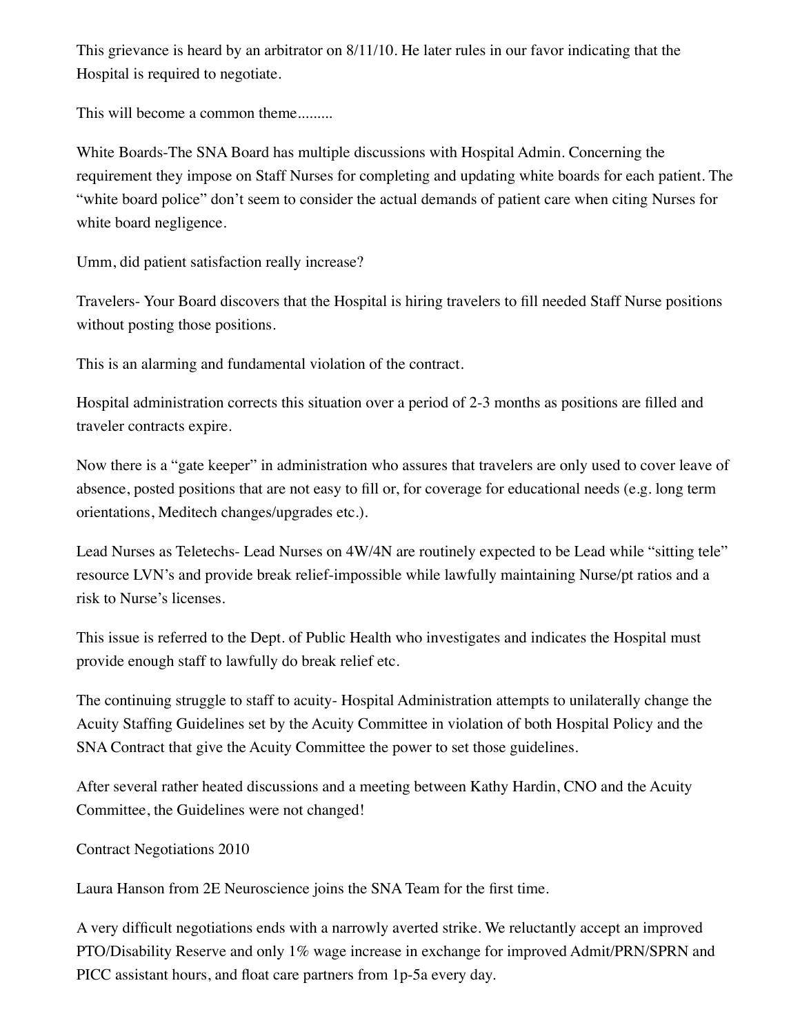This grievance is heard by an arbitrator on 8/11/10. He later rules in our favor indicating that the Hospital is required to negotiate.

This will become a common theme.........

White Boards-The SNA Board has multiple discussions with Hospital Admin. Concerning the requirement they impose on Staff Nurses for completing and updating white boards for each patient. The "white board police" don't seem to consider the actual demands of patient care when citing Nurses for white board negligence.

Umm, did patient satisfaction really increase?

Travelers- Your Board discovers that the Hospital is hiring travelers to fill needed Staff Nurse positions without posting those positions.

This is an alarming and fundamental violation of the contract.

Hospital administration corrects this situation over a period of 2-3 months as positions are filled and traveler contracts expire.

Now there is a "gate keeper" in administration who assures that travelers are only used to cover leave of absence, posted positions that are not easy to fill or, for coverage for educational needs (e.g. long term orientations, Meditech changes/upgrades etc.).

Lead Nurses as Teletechs- Lead Nurses on 4W/4N are routinely expected to be Lead while "sitting tele" resource LVN's and provide break relief-impossible while lawfully maintaining Nurse/pt ratios and a risk to Nurse's licenses.

This issue is referred to the Dept. of Public Health who investigates and indicates the Hospital must provide enough staff to lawfully do break relief etc.

The continuing struggle to staff to acuity- Hospital Administration attempts to unilaterally change the Acuity Staffing Guidelines set by the Acuity Committee in violation of both Hospital Policy and the SNA Contract that give the Acuity Committee the power to set those guidelines.

After several rather heated discussions and a meeting between Kathy Hardin, CNO and the Acuity Committee, the Guidelines were not changed!

Contract Negotiations 2010

Laura Hanson from 2E Neuroscience joins the SNA Team for the first time.

A very difficult negotiations ends with a narrowly averted strike. We reluctantly accept an improved PTO/Disability Reserve and only 1% wage increase in exchange for improved Admit/PRN/SPRN and PICC assistant hours, and float care partners from 1p-5a every day.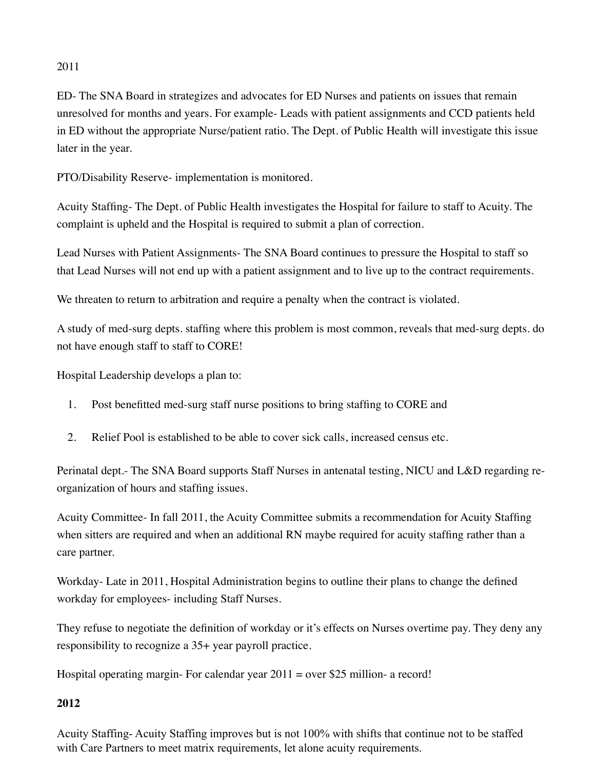2011

ED- The SNA Board in strategizes and advocates for ED Nurses and patients on issues that remain unresolved for months and years. For example- Leads with patient assignments and CCD patients held in ED without the appropriate Nurse/patient ratio. The Dept. of Public Health will investigate this issue later in the year.

PTO/Disability Reserve- implementation is monitored.

Acuity Staffing- The Dept. of Public Health investigates the Hospital for failure to staff to Acuity. The complaint is upheld and the Hospital is required to submit a plan of correction.

Lead Nurses with Patient Assignments- The SNA Board continues to pressure the Hospital to staff so that Lead Nurses will not end up with a patient assignment and to live up to the contract requirements.

We threaten to return to arbitration and require a penalty when the contract is violated.

A study of med-surg depts. staffing where this problem is most common, reveals that med-surg depts. do not have enough staff to staff to CORE!

Hospital Leadership develops a plan to:

1. Post benefitted med-surg staff nurse positions to bring staffing to CORE and

2. Relief Pool is established to be able to cover sick calls, increased census etc.

Perinatal dept.- The SNA Board supports Staff Nurses in antenatal testing, NICU and L&D regarding re-organization of hours and staffing issues.

Acuity Committee- In fall 2011, the Acuity Committee submits a recommendation for Acuity Staffing when sitters are required and when an additional RN maybe required for acuity staffing rather than a care partner.

Workday- Late in 2011, Hospital Administration begins to outline their plans to change the defined workday for employees- including Staff Nurses.

They refuse to negotiate the definition of workday or it's effects on Nurses overtime pay. They deny any responsibility to recognize a 35+ year payroll practice.

Hospital operating margin- For calendar year 2011 = over $25 million- a record!

**2012**

Acuity Staffing- Acuity Staffing improves but is not 100% with shifts that continue not to be staffed with Care Partners to meet matrix requirements, let alone acuity requirements.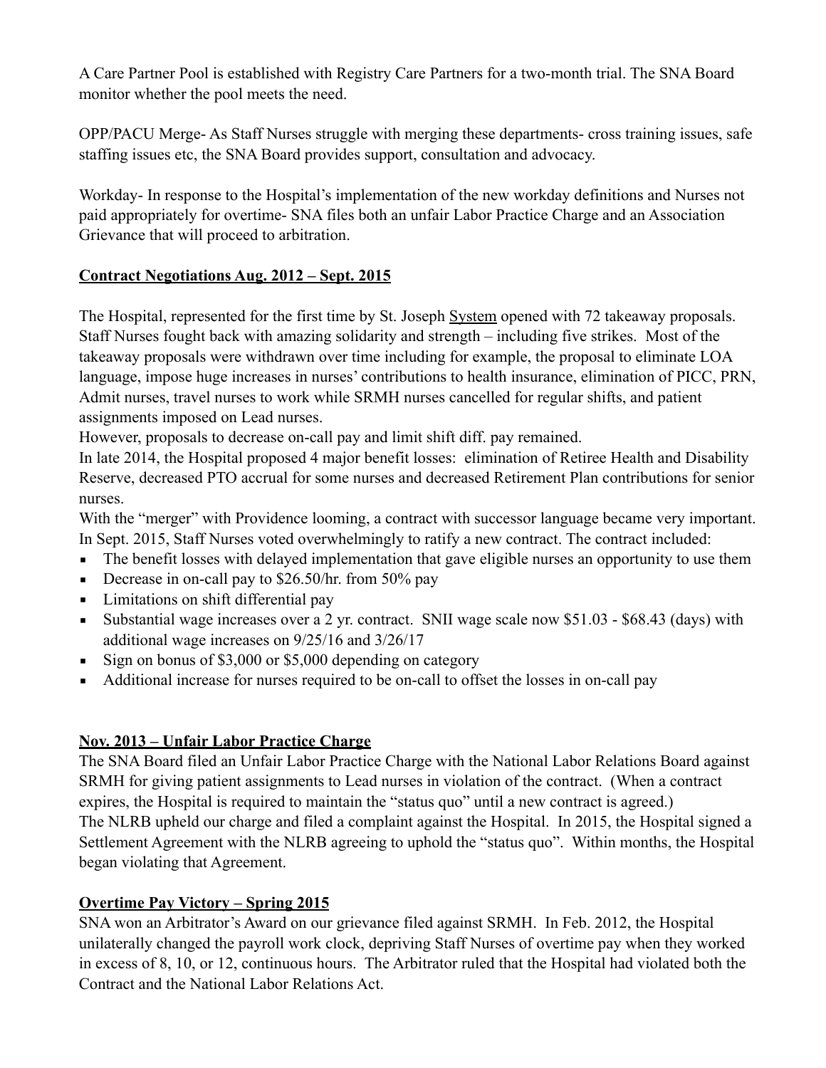A Care Partner Pool is established with Registry Care Partners for a two-month trial. The SNA Board monitor whether the pool meets the need.

OPP/PACU Merge- As Staff Nurses struggle with merging these departments- cross training issues, safe staffing issues etc, the SNA Board provides support, consultation and advocacy.

Workday- In response to the Hospital's implementation of the new workday definitions and Nurses not paid appropriately for overtime- SNA files both an unfair Labor Practice Charge and an Association Grievance that will proceed to arbitration.

## Contract Negotiations Aug. 2012 – Sept. 2015

The Hospital, represented for the first time by St. Joseph System opened with 72 takeaway proposals. Staff Nurses fought back with amazing solidarity and strength – including five strikes. Most of the takeaway proposals were withdrawn over time including for example, the proposal to eliminate LOA language, impose huge increases in nurses' contributions to health insurance, elimination of PICC, PRN, Admit nurses, travel nurses to work while SRMH nurses cancelled for regular shifts, and patient assignments imposed on Lead nurses.

However, proposals to decrease on-call pay and limit shift diff. pay remained.

In late 2014, the Hospital proposed 4 major benefit losses: elimination of Retiree Health and Disability Reserve, decreased PTO accrual for some nurses and decreased Retirement Plan contributions for senior nurses.

With the "merger" with Providence looming, a contract with successor language became very important. In Sept. 2015, Staff Nurses voted overwhelmingly to ratify a new contract. The contract included:

- The benefit losses with delayed implementation that gave eligible nurses an opportunity to use them
- Decrease in on-call pay to $26.50/hr. from 50% pay
- Limitations on shift differential pay
- Substantial wage increases over a 2 yr. contract. SNII wage scale now $51.03 - $68.43 (days) with additional wage increases on 9/25/16 and 3/26/17
- Sign on bonus of $3,000 or $5,000 depending on category
- Additional increase for nurses required to be on-call to offset the losses in on-call pay

## Nov. 2013 – Unfair Labor Practice Charge

The SNA Board filed an Unfair Labor Practice Charge with the National Labor Relations Board against SRMH for giving patient assignments to Lead nurses in violation of the contract. (When a contract expires, the Hospital is required to maintain the "status quo" until a new contract is agreed.)

The NLRB upheld our charge and filed a complaint against the Hospital. In 2015, the Hospital signed a Settlement Agreement with the NLRB agreeing to uphold the "status quo". Within months, the Hospital began violating that Agreement.

## Overtime Pay Victory – Spring 2015

SNA won an Arbitrator's Award on our grievance filed against SRMH. In Feb. 2012, the Hospital unilaterally changed the payroll work clock, depriving Staff Nurses of overtime pay when they worked in excess of 8, 10, or 12, continuous hours. The Arbitrator ruled that the Hospital had violated both the Contract and the National Labor Relations Act.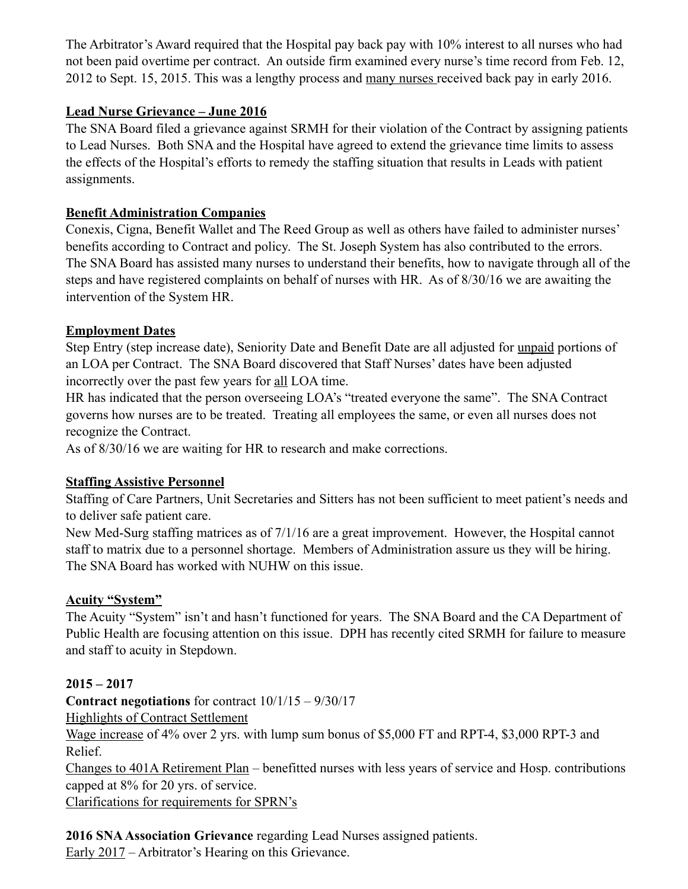The Arbitrator's Award required that the Hospital pay back pay with 10% interest to all nurses who had not been paid overtime per contract. An outside firm examined every nurse's time record from Feb. 12, 2012 to Sept. 15, 2015. This was a lengthy process and many nurses received back pay in early 2016.

**Lead Nurse Grievance – June 2016**

The SNA Board filed a grievance against SRMH for their violation of the Contract by assigning patients to Lead Nurses. Both SNA and the Hospital have agreed to extend the grievance time limits to assess the effects of the Hospital's efforts to remedy the staffing situation that results in Leads with patient assignments.

**Benefit Administration Companies**

Conexis, Cigna, Benefit Wallet and The Reed Group as well as others have failed to administer nurses' benefits according to Contract and policy. The St. Joseph System has also contributed to the errors. The SNA Board has assisted many nurses to understand their benefits, how to navigate through all of the steps and have registered complaints on behalf of nurses with HR. As of 8/30/16 we are awaiting the intervention of the System HR.

**Employment Dates**

Step Entry (step increase date), Seniority Date and Benefit Date are all adjusted for unpaid portions of an LOA per Contract. The SNA Board discovered that Staff Nurses' dates have been adjusted incorrectly over the past few years for all LOA time.

HR has indicated that the person overseeing LOA's "treated everyone the same". The SNA Contract governs how nurses are to be treated. Treating all employees the same, or even all nurses does not recognize the Contract.

As of 8/30/16 we are waiting for HR to research and make corrections.

**Staffing Assistive Personnel**

Staffing of Care Partners, Unit Secretaries and Sitters has not been sufficient to meet patient's needs and to deliver safe patient care.

New Med-Surg staffing matrices as of 7/1/16 are a great improvement. However, the Hospital cannot staff to matrix due to a personnel shortage. Members of Administration assure us they will be hiring. The SNA Board has worked with NUHW on this issue.

**Acuity "System"**

The Acuity "System" isn't and hasn't functioned for years. The SNA Board and the CA Department of Public Health are focusing attention on this issue. DPH has recently cited SRMH for failure to measure and staff to acuity in Stepdown.

**2015 – 2017**

**Contract negotiations** for contract 10/1/15 – 9/30/17

Highlights of Contract Settlement

Wage increase of 4% over 2 yrs. with lump sum bonus of $5,000 FT and RPT-4, $3,000 RPT-3 and Relief.

Changes to 401A Retirement Plan – benefitted nurses with less years of service and Hosp. contributions capped at 8% for 20 yrs. of service.

Clarifications for requirements for SPRN's

**2016 SNA Association Grievance** regarding Lead Nurses assigned patients.

Early 2017 – Arbitrator's Hearing on this Grievance.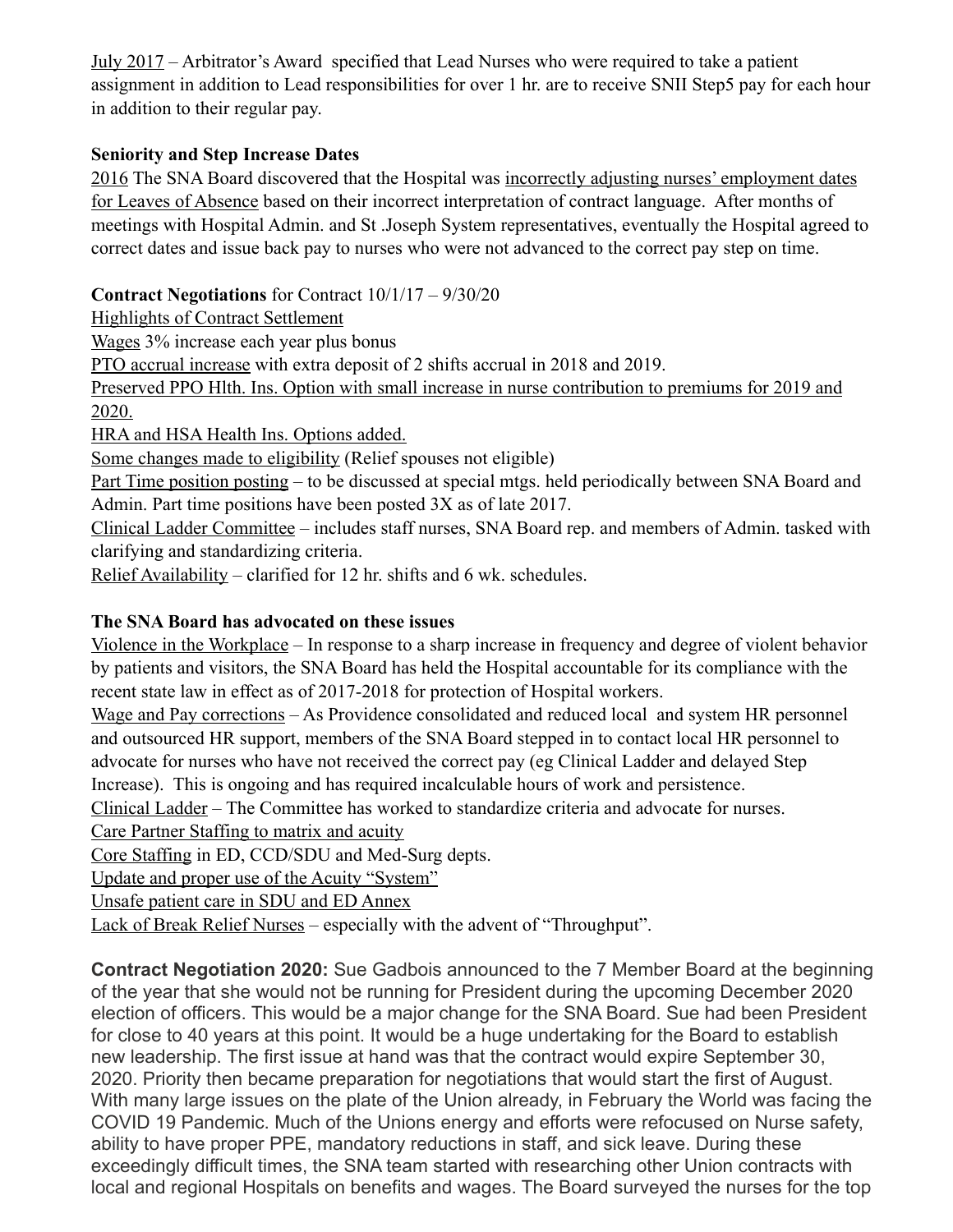July 2017 – Arbitrator's Award specified that Lead Nurses who were required to take a patient assignment in addition to Lead responsibilities for over 1 hr. are to receive SNII Step5 pay for each hour in addition to their regular pay.

**Seniority and Step Increase Dates**

2016 The SNA Board discovered that the Hospital was incorrectly adjusting nurses' employment dates for Leaves of Absence based on their incorrect interpretation of contract language. After months of meetings with Hospital Admin. and St .Joseph System representatives, eventually the Hospital agreed to correct dates and issue back pay to nurses who were not advanced to the correct pay step on time.

**Contract Negotiations** for Contract 10/1/17 – 9/30/20

Highlights of Contract Settlement

Wages 3% increase each year plus bonus

PTO accrual increase with extra deposit of 2 shifts accrual in 2018 and 2019.

Preserved PPO Hlth. Ins. Option with small increase in nurse contribution to premiums for 2019 and 2020.

HRA and HSA Health Ins. Options added.

Some changes made to eligibility (Relief spouses not eligible)

Part Time position posting – to be discussed at special mtgs. held periodically between SNA Board and Admin. Part time positions have been posted 3X as of late 2017.

Clinical Ladder Committee – includes staff nurses, SNA Board rep. and members of Admin. tasked with clarifying and standardizing criteria.

Relief Availability – clarified for 12 hr. shifts and 6 wk. schedules.

**The SNA Board has advocated on these issues**

Violence in the Workplace – In response to a sharp increase in frequency and degree of violent behavior by patients and visitors, the SNA Board has held the Hospital accountable for its compliance with the recent state law in effect as of 2017-2018 for protection of Hospital workers.

Wage and Pay corrections – As Providence consolidated and reduced local and system HR personnel and outsourced HR support, members of the SNA Board stepped in to contact local HR personnel to advocate for nurses who have not received the correct pay (eg Clinical Ladder and delayed Step Increase). This is ongoing and has required incalculable hours of work and persistence.

Clinical Ladder – The Committee has worked to standardize criteria and advocate for nurses.

Care Partner Staffing to matrix and acuity

Core Staffing in ED, CCD/SDU and Med-Surg depts.

Update and proper use of the Acuity "System"

Unsafe patient care in SDU and ED Annex

Lack of Break Relief Nurses – especially with the advent of "Throughput".

**Contract Negotiation 2020:** Sue Gadbois announced to the 7 Member Board at the beginning of the year that she would not be running for President during the upcoming December 2020 election of officers. This would be a major change for the SNA Board. Sue had been President for close to 40 years at this point. It would be a huge undertaking for the Board to establish new leadership. The first issue at hand was that the contract would expire September 30, 2020. Priority then became preparation for negotiations that would start the first of August. With many large issues on the plate of the Union already, in February the World was facing the COVID 19 Pandemic. Much of the Unions energy and efforts were refocused on Nurse safety, ability to have proper PPE, mandatory reductions in staff, and sick leave. During these exceedingly difficult times, the SNA team started with researching other Union contracts with local and regional Hospitals on benefits and wages. The Board surveyed the nurses for the top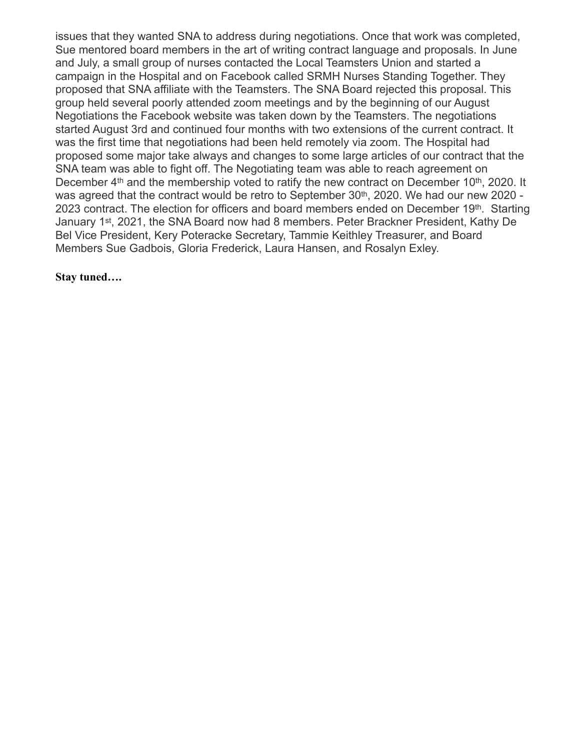issues that they wanted SNA to address during negotiations. Once that work was completed, Sue mentored board members in the art of writing contract language and proposals. In June and July, a small group of nurses contacted the Local Teamsters Union and started a campaign in the Hospital and on Facebook called SRMH Nurses Standing Together. They proposed that SNA affiliate with the Teamsters. The SNA Board rejected this proposal. This group held several poorly attended zoom meetings and by the beginning of our August Negotiations the Facebook website was taken down by the Teamsters. The negotiations started August 3rd and continued four months with two extensions of the current contract. It was the first time that negotiations had been held remotely via zoom. The Hospital had proposed some major take always and changes to some large articles of our contract that the SNA team was able to fight off. The Negotiating team was able to reach agreement on December 4th and the membership voted to ratify the new contract on December 10th, 2020. It was agreed that the contract would be retro to September 30th, 2020. We had our new 2020 - 2023 contract. The election for officers and board members ended on December 19th. Starting January 1st, 2021, the SNA Board now had 8 members. Peter Brackner President, Kathy De Bel Vice President, Kery Poteracke Secretary, Tammie Keithley Treasurer, and Board Members Sue Gadbois, Gloria Frederick, Laura Hansen, and Rosalyn Exley.

**Stay tuned….**